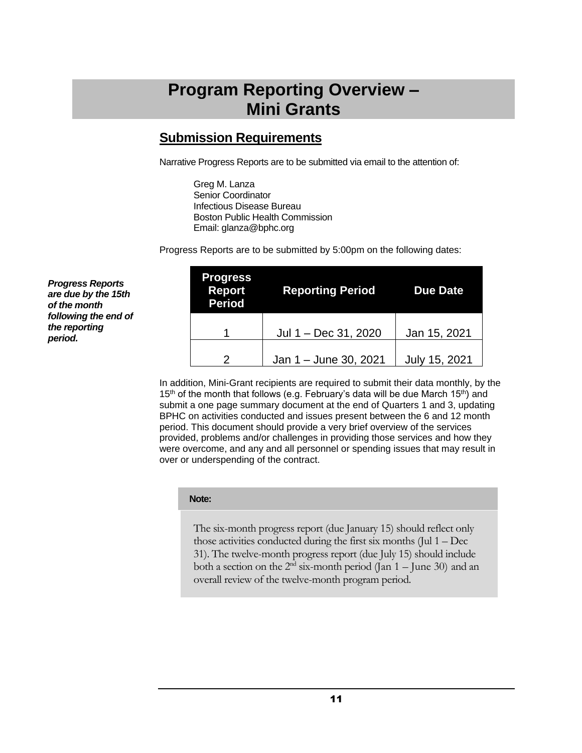# Program Reporting Overview – Mini Grants

## Submission Requirements

Narrative Progress Reports are to be submitted via email to the attention of:

Greg M. Lanza
Senior Coordinator
Infectious Disease Bureau
Boston Public Health Commission
Email: glanza@bphc.org

Progress Reports are to be submitted by 5:00pm on the following dates:

***Progress Reports are due by the 15th of the month following the end of the reporting period.***

| Progress Report Period | Reporting Period | Due Date |
|---|---|---|
| 1 | Jul 1 – Dec 31, 2020 | Jan 15, 2021 |
| 2 | Jan 1 – June 30, 2021 | July 15, 2021 |

In addition, Mini-Grant recipients are required to submit their data monthly, by the 15th of the month that follows (e.g. February's data will be due March 15th) and submit a one page summary document at the end of Quarters 1 and 3, updating BPHC on activities conducted and issues present between the 6 and 12 month period. This document should provide a very brief overview of the services provided, problems and/or challenges in providing those services and how they were overcome, and any and all personnel or spending issues that may result in over or underspending of the contract.

**Note:**

The six-month progress report (due January 15) should reflect only those activities conducted during the first six months (Jul 1 – Dec 31). The twelve-month progress report (due July 15) should include both a section on the 2nd six-month period (Jan 1 – June 30) and an overall review of the twelve-month program period.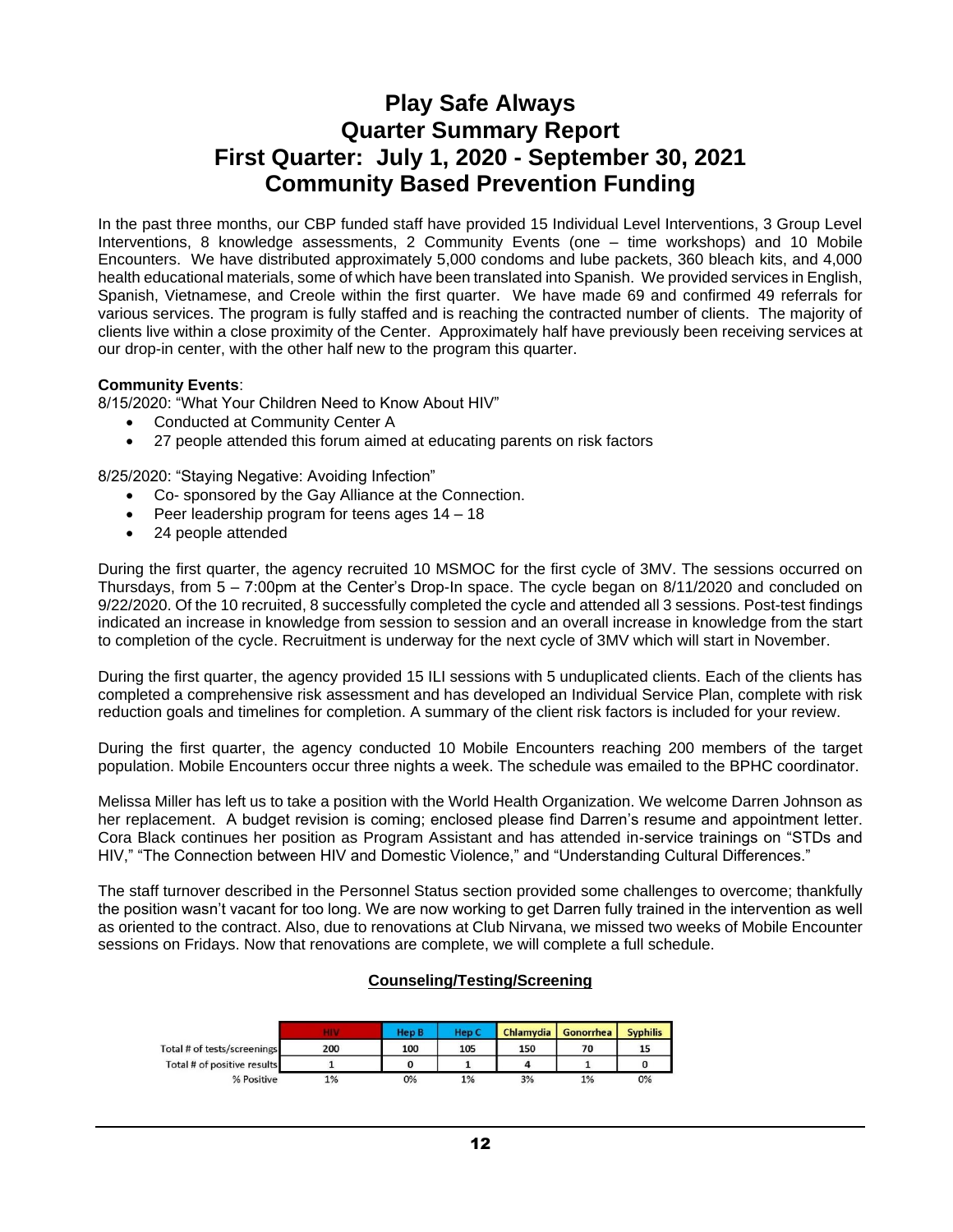# Play Safe Always
# Quarter Summary Report
# First Quarter: July 1, 2020 - September 30, 2021
# Community Based Prevention Funding

In the past three months, our CBP funded staff have provided 15 Individual Level Interventions, 3 Group Level Interventions, 8 knowledge assessments, 2 Community Events (one – time workshops) and 10 Mobile Encounters. We have distributed approximately 5,000 condoms and lube packets, 360 bleach kits, and 4,000 health educational materials, some of which have been translated into Spanish. We provided services in English, Spanish, Vietnamese, and Creole within the first quarter. We have made 69 and confirmed 49 referrals for various services. The program is fully staffed and is reaching the contracted number of clients. The majority of clients live within a close proximity of the Center. Approximately half have previously been receiving services at our drop-in center, with the other half new to the program this quarter.

**Community Events**:

8/15/2020: "What Your Children Need to Know About HIV"

- Conducted at Community Center A
- 27 people attended this forum aimed at educating parents on risk factors

8/25/2020: "Staying Negative: Avoiding Infection"

- Co- sponsored by the Gay Alliance at the Connection.
- Peer leadership program for teens ages 14 – 18
- 24 people attended

During the first quarter, the agency recruited 10 MSMOC for the first cycle of 3MV. The sessions occurred on Thursdays, from 5 – 7:00pm at the Center's Drop-In space. The cycle began on 8/11/2020 and concluded on 9/22/2020. Of the 10 recruited, 8 successfully completed the cycle and attended all 3 sessions. Post-test findings indicated an increase in knowledge from session to session and an overall increase in knowledge from the start to completion of the cycle. Recruitment is underway for the next cycle of 3MV which will start in November.

During the first quarter, the agency provided 15 ILI sessions with 5 unduplicated clients. Each of the clients has completed a comprehensive risk assessment and has developed an Individual Service Plan, complete with risk reduction goals and timelines for completion. A summary of the client risk factors is included for your review.

During the first quarter, the agency conducted 10 Mobile Encounters reaching 200 members of the target population. Mobile Encounters occur three nights a week. The schedule was emailed to the BPHC coordinator.

Melissa Miller has left us to take a position with the World Health Organization. We welcome Darren Johnson as her replacement. A budget revision is coming; enclosed please find Darren's resume and appointment letter. Cora Black continues her position as Program Assistant and has attended in-service trainings on "STDs and HIV," "The Connection between HIV and Domestic Violence," and "Understanding Cultural Differences."

The staff turnover described in the Personnel Status section provided some challenges to overcome; thankfully the position wasn't vacant for too long. We are now working to get Darren fully trained in the intervention as well as oriented to the contract. Also, due to renovations at Club Nirvana, we missed two weeks of Mobile Encounter sessions on Fridays. Now that renovations are complete, we will complete a full schedule.

**Counseling/Testing/Screening**

| | HIV | Hep B | Hep C | Chlamydia | Gonorrhea | Syphilis |
|---|---|---|---|---|---|---|
| Total # of tests/screenings | 200 | 100 | 105 | 150 | 70 | 15 |
| Total # of positive results | 1 | 0 | 1 | 4 | 1 | 0 |
| % Positive | 1% | 0% | 1% | 3% | 1% | 0% |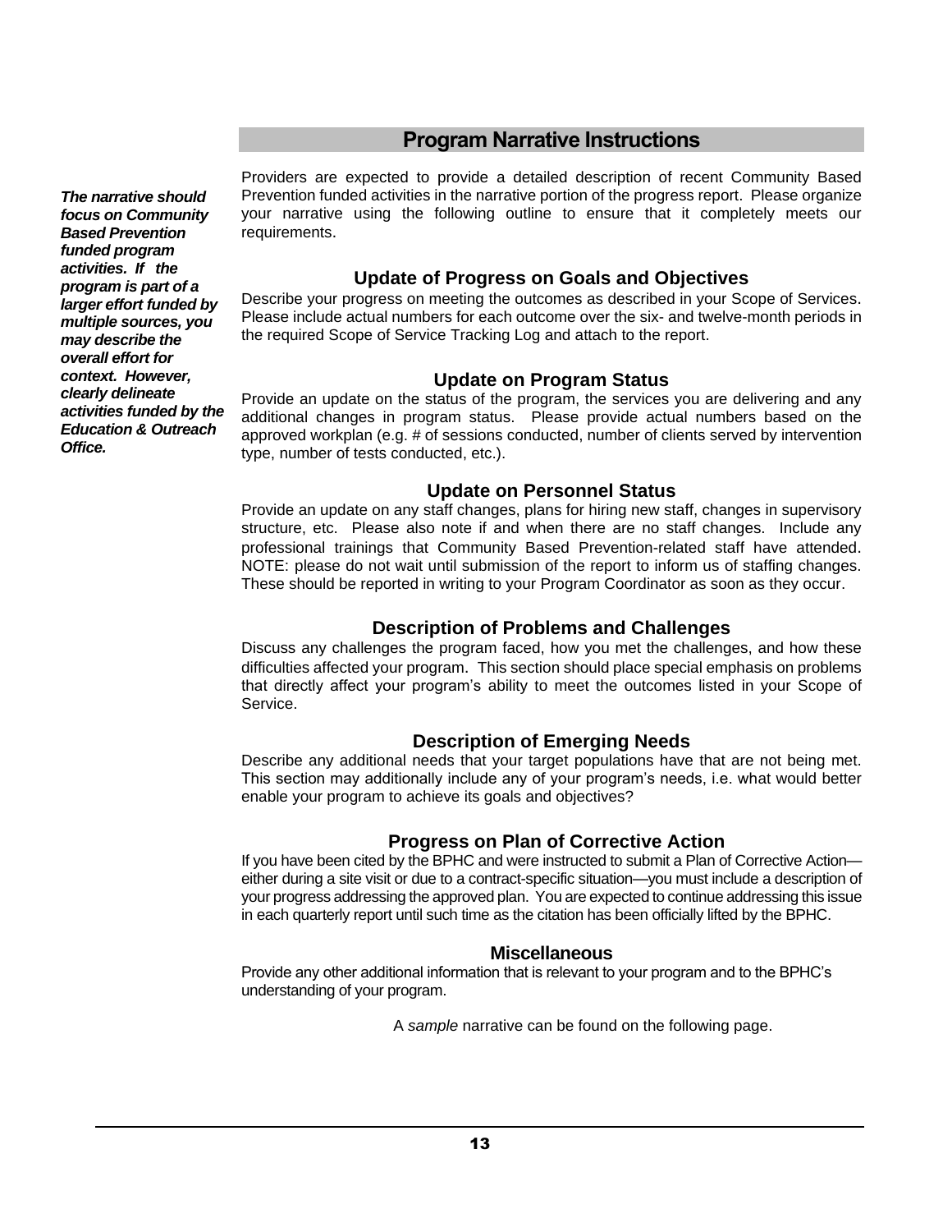## Program Narrative Instructions

***The narrative should focus on Community Based Prevention funded program activities. If the program is part of a larger effort funded by multiple sources, you may describe the overall effort for context. However, clearly delineate activities funded by the Education & Outreach Office.***

Providers are expected to provide a detailed description of recent Community Based Prevention funded activities in the narrative portion of the progress report. Please organize your narrative using the following outline to ensure that it completely meets our requirements.

### Update of Progress on Goals and Objectives

Describe your progress on meeting the outcomes as described in your Scope of Services. Please include actual numbers for each outcome over the six- and twelve-month periods in the required Scope of Service Tracking Log and attach to the report.

### Update on Program Status

Provide an update on the status of the program, the services you are delivering and any additional changes in program status. Please provide actual numbers based on the approved workplan (e.g. # of sessions conducted, number of clients served by intervention type, number of tests conducted, etc.).

### Update on Personnel Status

Provide an update on any staff changes, plans for hiring new staff, changes in supervisory structure, etc. Please also note if and when there are no staff changes. Include any professional trainings that Community Based Prevention-related staff have attended. NOTE: please do not wait until submission of the report to inform us of staffing changes. These should be reported in writing to your Program Coordinator as soon as they occur.

### Description of Problems and Challenges

Discuss any challenges the program faced, how you met the challenges, and how these difficulties affected your program. This section should place special emphasis on problems that directly affect your program's ability to meet the outcomes listed in your Scope of Service.

### Description of Emerging Needs

Describe any additional needs that your target populations have that are not being met. This section may additionally include any of your program's needs, i.e. what would better enable your program to achieve its goals and objectives?

### Progress on Plan of Corrective Action

If you have been cited by the BPHC and were instructed to submit a Plan of Corrective Action—either during a site visit or due to a contract-specific situation—you must include a description of your progress addressing the approved plan. You are expected to continue addressing this issue in each quarterly report until such time as the citation has been officially lifted by the BPHC.

### Miscellaneous

Provide any other additional information that is relevant to your program and to the BPHC's understanding of your program.

A *sample* narrative can be found on the following page.